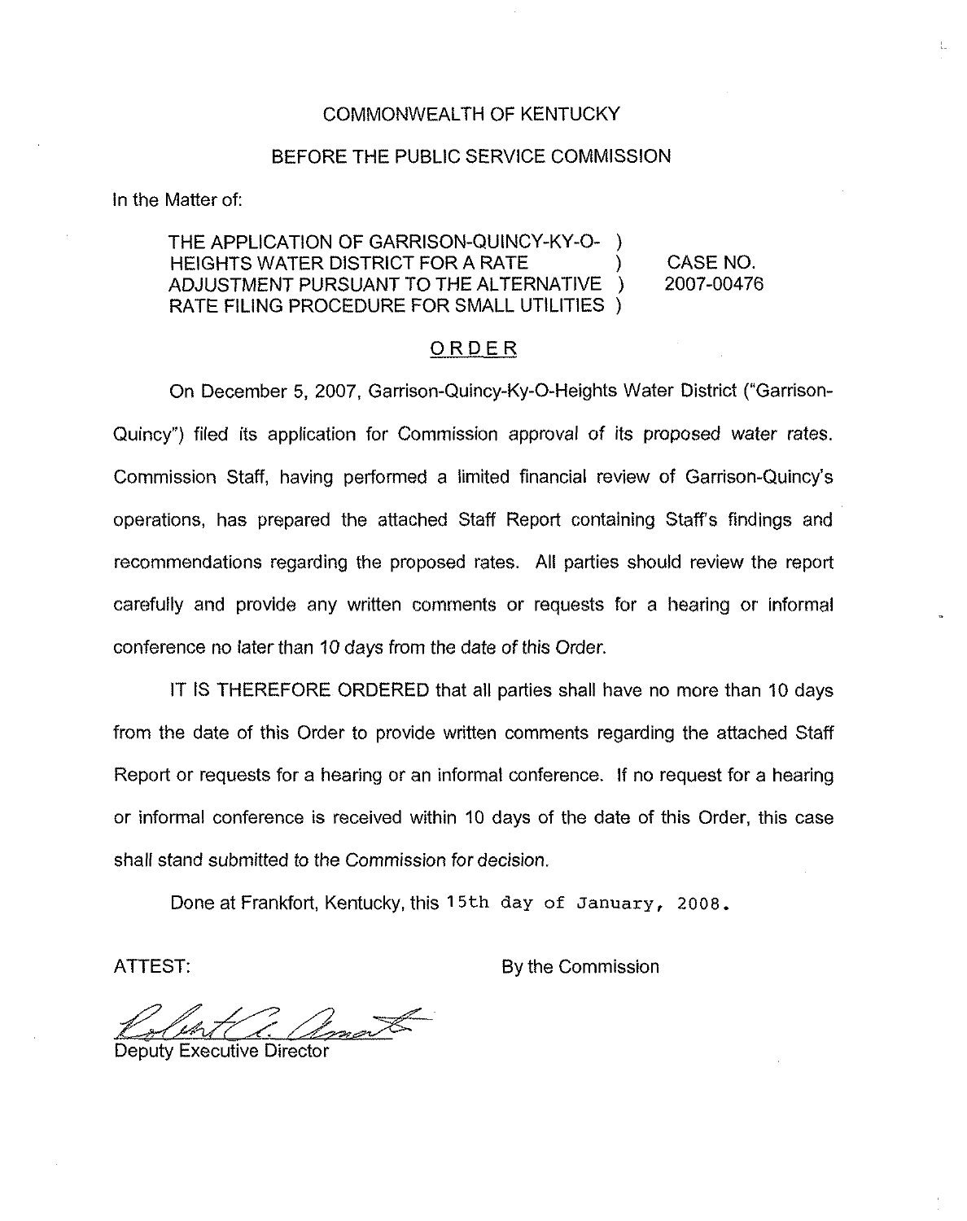COMMONWEALTH OF KENTUCKY

BEFORE THE PUBLIC SERVICE COMMISSION

In the Matter of:

| | |
|---|---|
| THE APPLICATION OF GARRISON-QUINCY-KY-O-HEIGHTS WATER DISTRICT FOR A RATE ADJUSTMENT PURSUANT TO THE ALTERNATIVE RATE FILING PROCEDURE FOR SMALL UTILITIES ) | CASE NO. 2007-00476 |

## ORDER

On December 5, 2007, Garrison-Quincy-Ky-O-Heights Water District ("Garrison-Quincy") filed its application for Commission approval of its proposed water rates. Commission Staff, having performed a limited financial review of Garrison-Quincy's operations, has prepared the attached Staff Report containing Staff's findings and recommendations regarding the proposed rates. All parties should review the report carefully and provide any written comments or requests for a hearing or informal conference no later than 10 days from the date of this Order.

IT IS THEREFORE ORDERED that all parties shall have no more than 10 days from the date of this Order to provide written comments regarding the attached Staff Report or requests for a hearing or an informal conference. If no request for a hearing or informal conference is received within 10 days of the date of this Order, this case shall stand submitted to the Commission for decision.

Done at Frankfort, Kentucky, this 15th day of January, 2008.

ATTEST:

By the Commission

Deputy Executive Director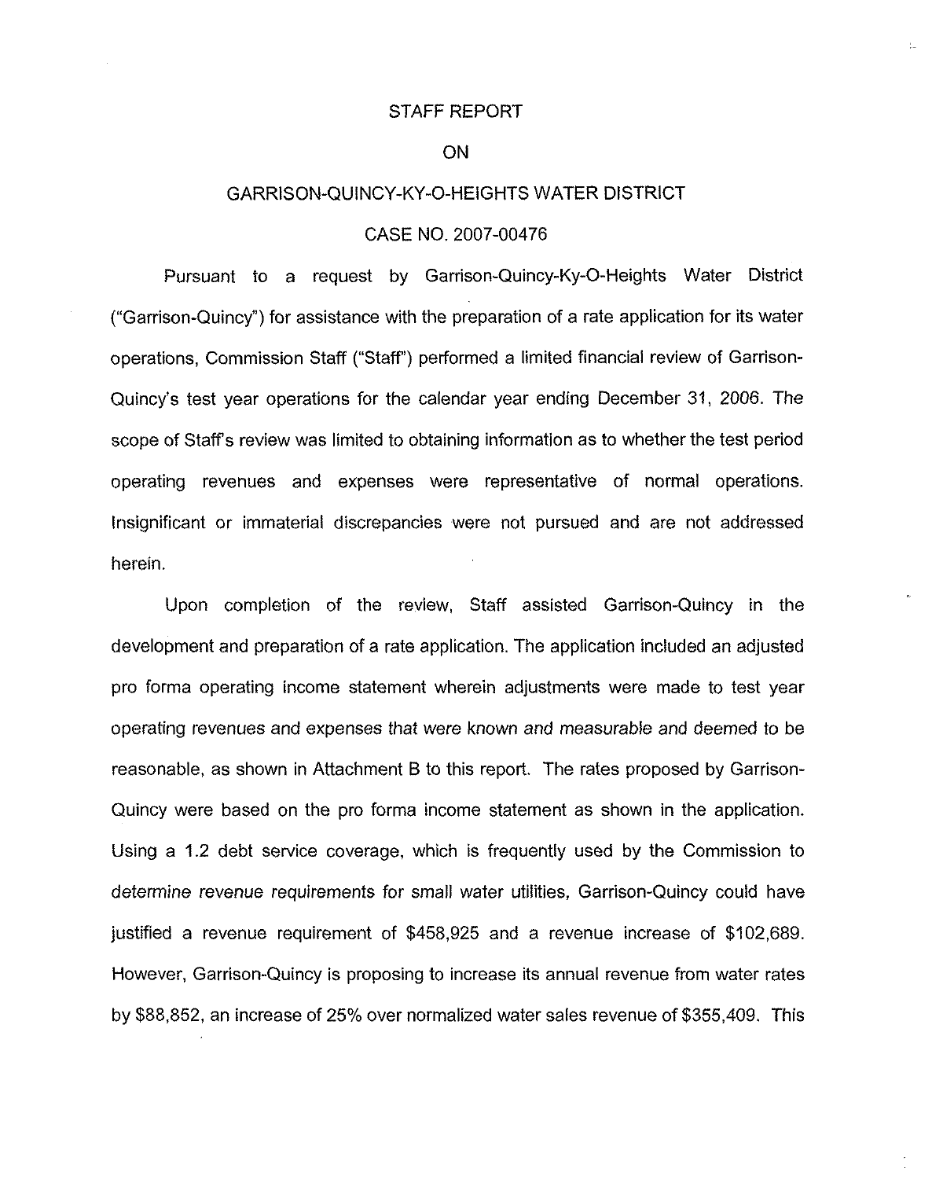STAFF REPORT

ON

GARRISON-QUINCY-KY-O-HEIGHTS WATER DISTRICT

CASE NO. 2007-00476

Pursuant to a request by Garrison-Quincy-Ky-O-Heights Water District ("Garrison-Quincy") for assistance with the preparation of a rate application for its water operations, Commission Staff ("Staff") performed a limited financial review of Garrison-Quincy's test year operations for the calendar year ending December 31, 2006. The scope of Staff's review was limited to obtaining information as to whether the test period operating revenues and expenses were representative of normal operations. Insignificant or immaterial discrepancies were not pursued and are not addressed herein.

Upon completion of the review, Staff assisted Garrison-Quincy in the development and preparation of a rate application. The application included an adjusted pro forma operating income statement wherein adjustments were made to test year operating revenues and expenses that were known and measurable and deemed to be reasonable, as shown in Attachment B to this report. The rates proposed by Garrison-Quincy were based on the pro forma income statement as shown in the application. Using a 1.2 debt service coverage, which is frequently used by the Commission to determine revenue requirements for small water utilities, Garrison-Quincy could have justified a revenue requirement of $458,925 and a revenue increase of $102,689. However, Garrison-Quincy is proposing to increase its annual revenue from water rates by $88,852, an increase of 25% over normalized water sales revenue of $355,409. This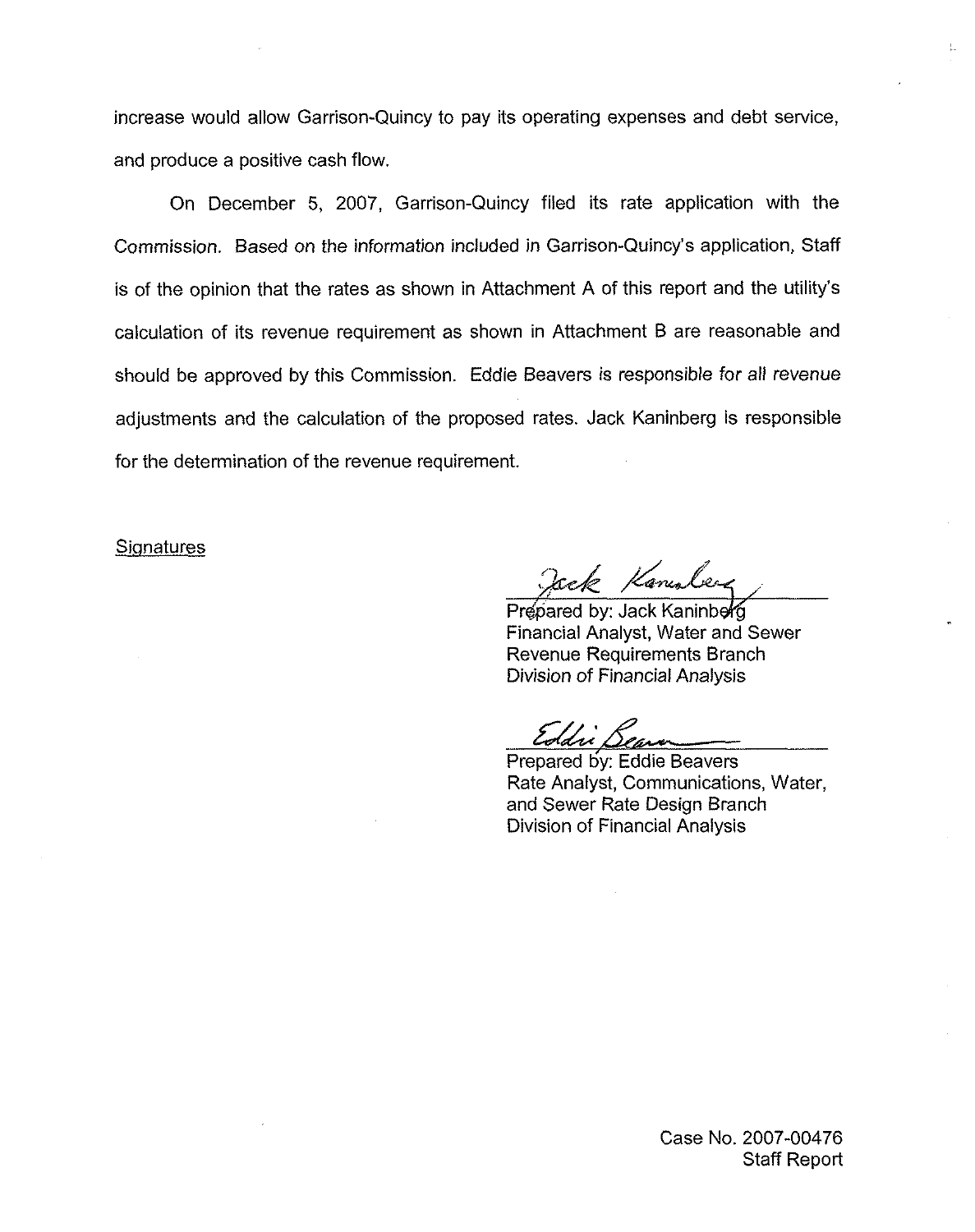increase would allow Garrison-Quincy to pay its operating expenses and debt service, and produce a positive cash flow.

On December 5, 2007, Garrison-Quincy filed its rate application with the Commission. Based on the information included in Garrison-Quincy's application, Staff is of the opinion that the rates as shown in Attachment A of this report and the utility's calculation of its revenue requirement as shown in Attachment B are reasonable and should be approved by this Commission. Eddie Beavers is responsible for all revenue adjustments and the calculation of the proposed rates. Jack Kaninberg is responsible for the determination of the revenue requirement.

Signatures

Prepared by: Jack Kaninberg
Financial Analyst, Water and Sewer
Revenue Requirements Branch
Division of Financial Analysis

Prepared by: Eddie Beavers
Rate Analyst, Communications, Water, and Sewer Rate Design Branch
Division of Financial Analysis

Case No. 2007-00476
Staff Report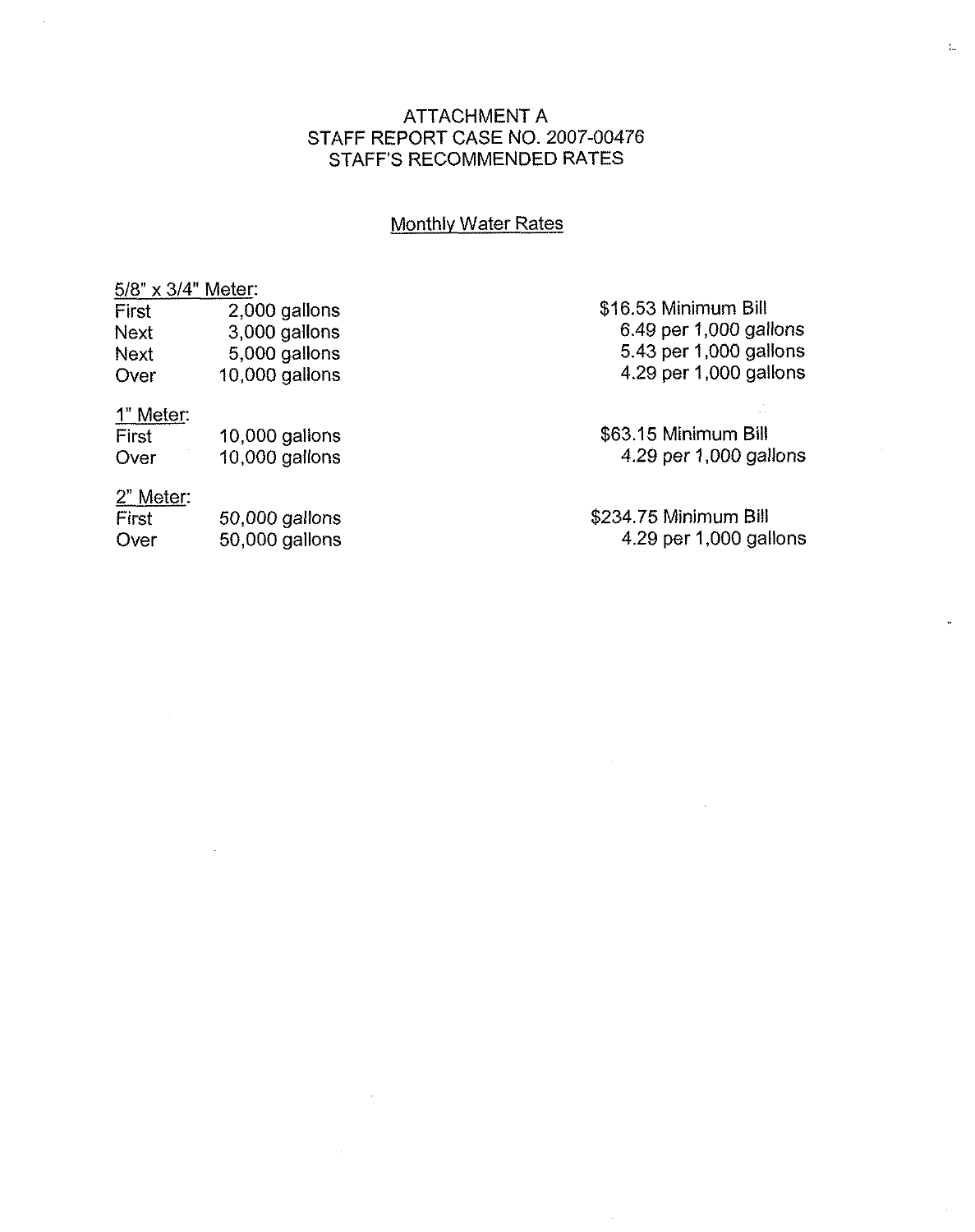# ATTACHMENT A
# STAFF REPORT CASE NO. 2007-00476
# STAFF'S RECOMMENDED RATES

## Monthly Water Rates

| 5/8" x 3/4" Meter: | | |
|---|---|---|
| First | 2,000 gallons | $16.53 Minimum Bill |
| Next | 3,000 gallons | 6.49 per 1,000 gallons |
| Next | 5,000 gallons | 5.43 per 1,000 gallons |
| Over | 10,000 gallons | 4.29 per 1,000 gallons |
| **1" Meter:** | | |
| First | 10,000 gallons | $63.15 Minimum Bill |
| Over | 10,000 gallons | 4.29 per 1,000 gallons |
| **2" Meter:** | | |
| First | 50,000 gallons | $234.75 Minimum Bill |
| Over | 50,000 gallons | 4.29 per 1,000 gallons |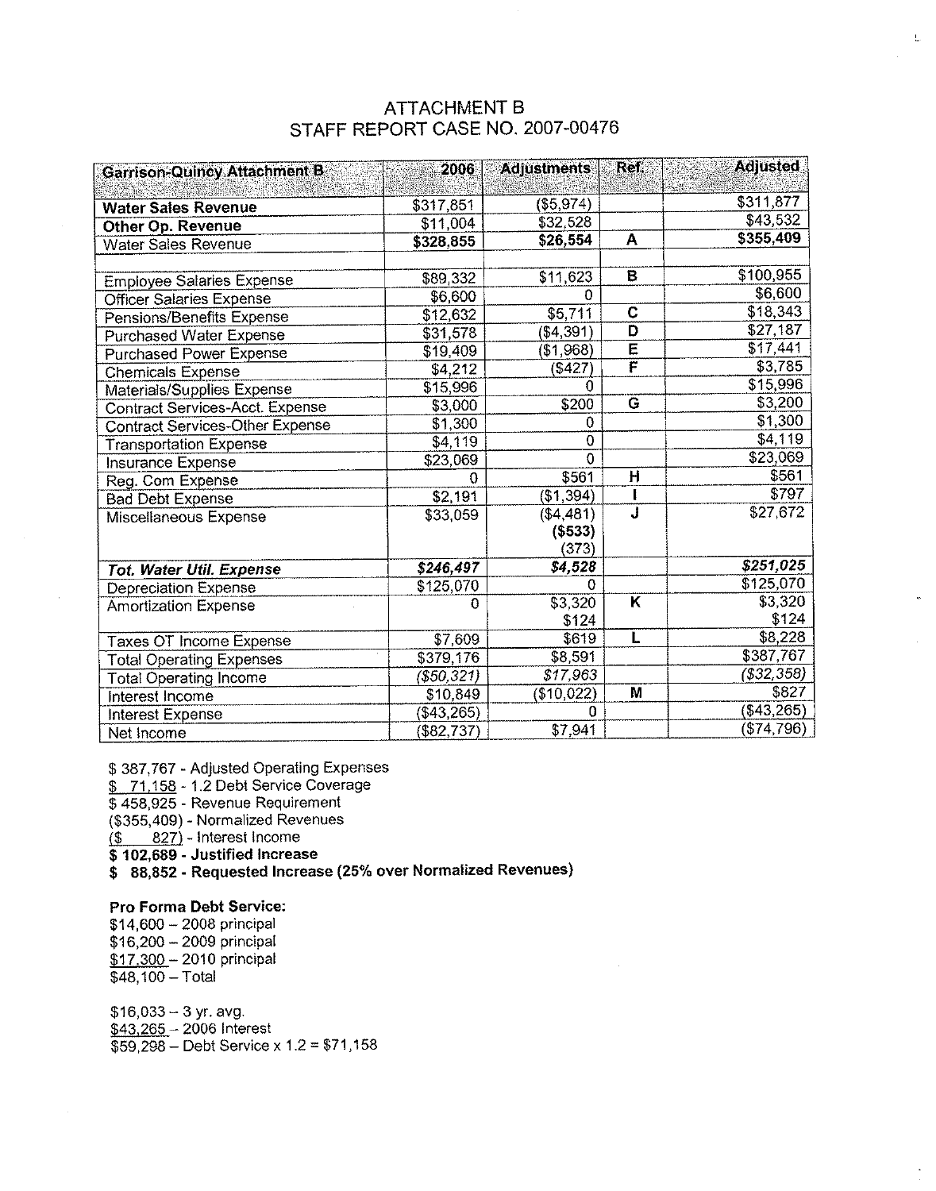# ATTACHMENT B
## STAFF REPORT CASE NO. 2007-00476

| Garrison-Quincy Attachment B | 2006 | Adjustments | Ref. | Adjusted |
|---|---|---|---|---|
| **Water Sales Revenue** | $317,851 | ($5,974) | | $311,877 |
| **Other Op. Revenue** | $11,004 | $32,528 | | $43,532 |
| Water Sales Revenue | **$328,855** | **$26,554** | **A** | **$355,409** |
| | | | | |
| Employee Salaries Expense | $89,332 | $11,623 | **B** | $100,955 |
| Officer Salaries Expense | $6,600 | 0 | | $6,600 |
| Pensions/Benefits Expense | $12,632 | $5,711 | **C** | $18,343 |
| Purchased Water Expense | $31,578 | ($4,391) | **D** | $27,187 |
| Purchased Power Expense | $19,409 | ($1,968) | **E** | $17,441 |
| Chemicals Expense | $4,212 | ($427) | **F** | $3,785 |
| Materials/Supplies Expense | $15,996 | 0 | | $15,996 |
| Contract Services-Acct. Expense | $3,000 | $200 | **G** | $3,200 |
| Contract Services-Other Expense | $1,300 | 0 | | $1,300 |
| Transportation Expense | $4,119 | 0 | | $4,119 |
| Insurance Expense | $23,069 | 0 | | $23,069 |
| Reg. Com Expense | 0 | $561 | **H** | $561 |
| Bad Debt Expense | $2,191 | ($1,394) | **I** | $797 |
| Miscellaneous Expense | $33,059 | ($4,481)<br>**($533)**<br>(373) | **J** | $27,672 |
| ***Tot. Water Util. Expense*** | ***$246,497*** | ***$4,528*** | | ***$251,025*** |
| Depreciation Expense | $125,070 | 0 | | $125,070 |
| Amortization Expense | 0 | $3,320<br>$124 | **K** | $3,320<br>$124 |
| Taxes OT Income Expense | $7,609 | $619 | **L** | $8,228 |
| Total Operating Expenses | $379,176 | $8,591 | | $387,767 |
| Total Operating Income | *($50,321)* | *$17,963* | | *($32,358)* |
| Interest Income | $10,849 | ($10,022) | **M** | $827 |
| Interest Expense | ($43,265) | 0 | | ($43,265) |
| Net Income | ($82,737) | $7,941 | | ($74,796) |

$ 387,767 - Adjusted Operating Expenses
<u>$ 71,158</u> - 1.2 Debt Service Coverage
$ 458,925 - Revenue Requirement
($355,409) - Normalized Revenues
<u>($ 827)</u> - Interest Income
**$ 102,689 - Justified Increase**
**$ 88,852 - Requested Increase (25% over Normalized Revenues)**

**Pro Forma Debt Service:**
$14,600 – 2008 principal
$16,200 – 2009 principal
<u>$17,300</u> – 2010 principal
$48,100 – Total

$16,033 – 3 yr. avg.
<u>$43,265</u> – 2006 Interest
$59,298 – Debt Service x 1.2 = $71,158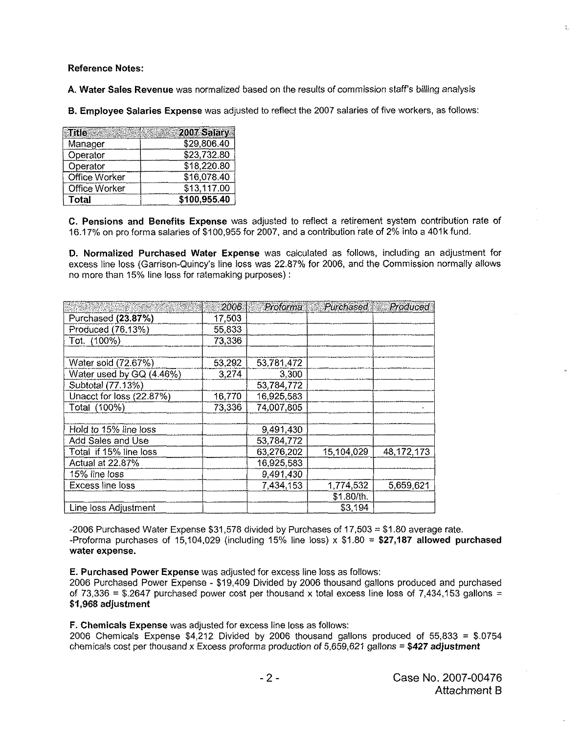**Reference Notes:**

**A. Water Sales Revenue** was normalized based on the results of commission staff's billing analysis

**B. Employee Salaries Expense** was adjusted to reflect the 2007 salaries of five workers, as follows:

| Title | 2007 Salary |
|---|---|
| Manager | $29,806.40 |
| Operator | $23,732.80 |
| Operator | $18,220.80 |
| Office Worker | $16,078.40 |
| Office Worker | $13,117.00 |
| **Total** | **$100,955.40** |

**C. Pensions and Benefits Expense** was adjusted to reflect a retirement system contribution rate of 16.17% on pro forma salaries of $100,955 for 2007, and a contribution rate of 2% into a 401k fund.

**D. Normalized Purchased Water Expense** was calculated as follows, including an adjustment for excess line loss (Garrison-Quincy's line loss was 22.87% for 2006, and the Commission normally allows no more than 15% line loss for ratemaking purposes) :

| | 2006 | Proforma | Purchased | Produced |
|---|---|---|---|---|
| Purchased **(23.87%)** | 17,503 | | | |
| Produced (76.13%) | 55,833 | | | |
| Tot. (100%) | 73,336 | | | |
| | | | | |
| Water sold (72.67%) | 53,292 | 53,781,472 | | |
| Water used by GQ (4.46%) | 3,274 | 3,300 | | |
| *Subtotal (77.13%)* | | 53,784,772 | | |
| Unacct for loss (22.87%) | 16,770 | 16,925,583 | | |
| Total (100%) | 73,336 | 74,007,805 | | |
| | | | | |
| *Hold to 15% line loss* | | 9,491,430 | | |
| Add Sales and Use | | 53,784,772 | | |
| Total if 15% line loss | | 63,276,202 | 15,104,029 | 48,172,173 |
| Actual at 22.87% | | 16,925,583 | | |
| *15% line loss* | | 9,491,430 | | |
| Excess line loss | | 7,434,153 | 1,774,532 | 5,659,621 |
| | | | $1.80/th. | |
| Line loss Adjustment | | | $3,194 | |

-2006 Purchased Water Expense $31,578 divided by Purchases of 17,503 = $1.80 average rate.
-Proforma purchases of 15,104,029 (including 15% line loss) x $1.80 = **$27,187 allowed purchased water expense.**

**E. Purchased Power Expense** was adjusted for excess line loss as follows:
2006 Purchased Power Expense - $19,409 Divided by 2006 thousand gallons produced and purchased of 73,336 = $.2647 purchased power cost per thousand x total excess line loss of 7,434,153 gallons = **$1,968 adjustment**

**F. Chemicals Expense** was adjusted for excess line loss as follows:
2006 Chemicals Expense $4,212 Divided by 2006 thousand gallons produced of 55,833 = $.0754 chemicals cost per thousand x Excess *proforma production of 5,659,621 gallons =* ***$427 adjustment***

Case No. 2007-00476
Attachment B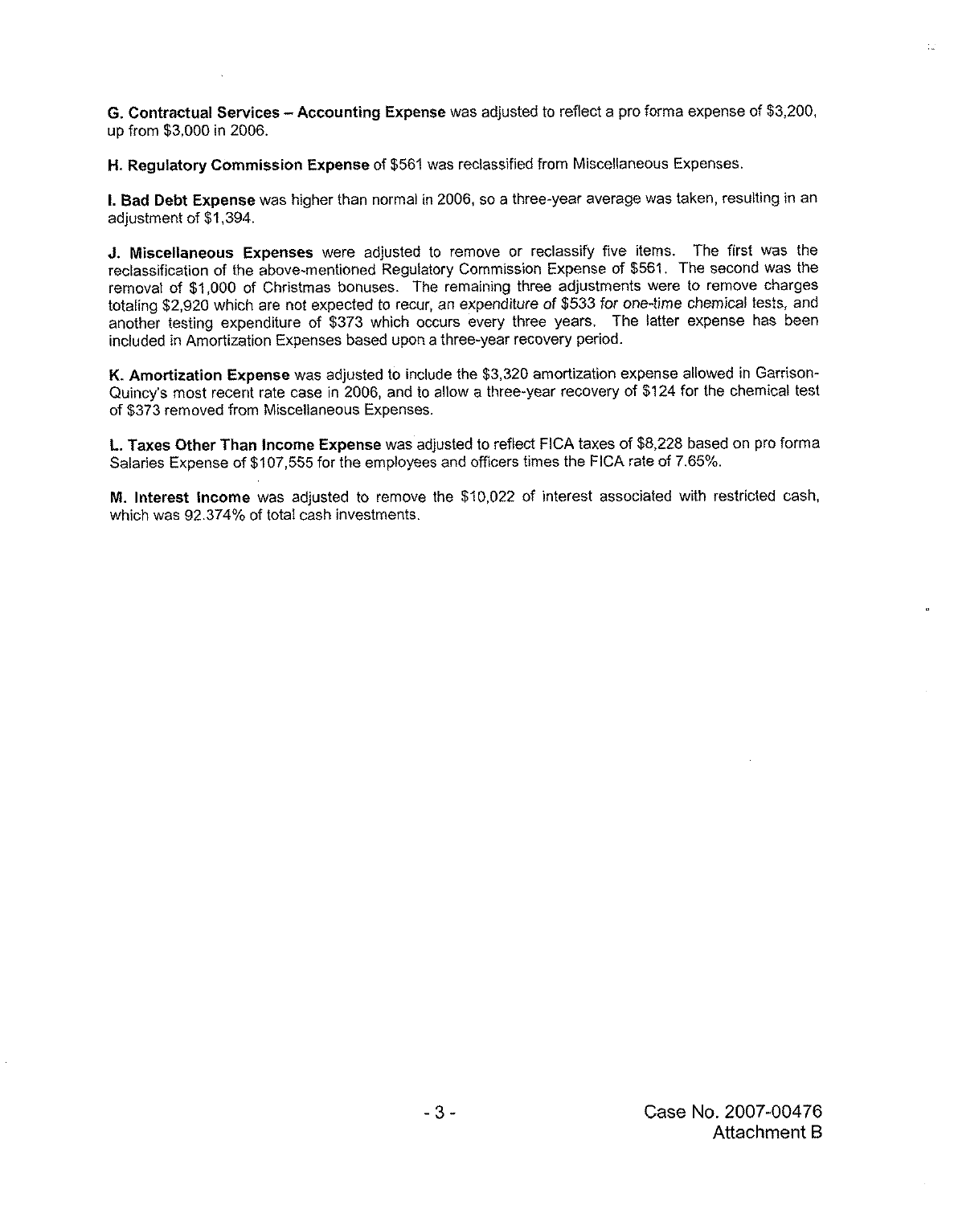**G. Contractual Services – Accounting Expense** was adjusted to reflect a pro forma expense of $3,200, up from $3,000 in 2006.

**H. Regulatory Commission Expense** of $561 was reclassified from Miscellaneous Expenses.

**I. Bad Debt Expense** was higher than normal in 2006, so a three-year average was taken, resulting in an adjustment of $1,394.

**J. Miscellaneous Expenses** were adjusted to remove or reclassify five items. The first was the reclassification of the above-mentioned Regulatory Commission Expense of $561. The second was the removal of $1,000 of Christmas bonuses. The remaining three adjustments were to remove charges totaling $2,920 which are not expected to recur, an expenditure of $533 for one-time chemical tests, and another testing expenditure of $373 which occurs every three years. The latter expense has been included in Amortization Expenses based upon a three-year recovery period.

**K. Amortization Expense** was adjusted to include the $3,320 amortization expense allowed in Garrison-Quincy's most recent rate case in 2006, and to allow a three-year recovery of $124 for the chemical test of $373 removed from Miscellaneous Expenses.

**L. Taxes Other Than Income Expense** was adjusted to reflect FICA taxes of $8,228 based on pro forma Salaries Expense of $107,555 for the employees and officers times the FICA rate of 7.65%.

**M. Interest Income** was adjusted to remove the $10,022 of interest associated with restricted cash, which was 92.374% of total cash investments.

Case No. 2007-00476
Attachment B